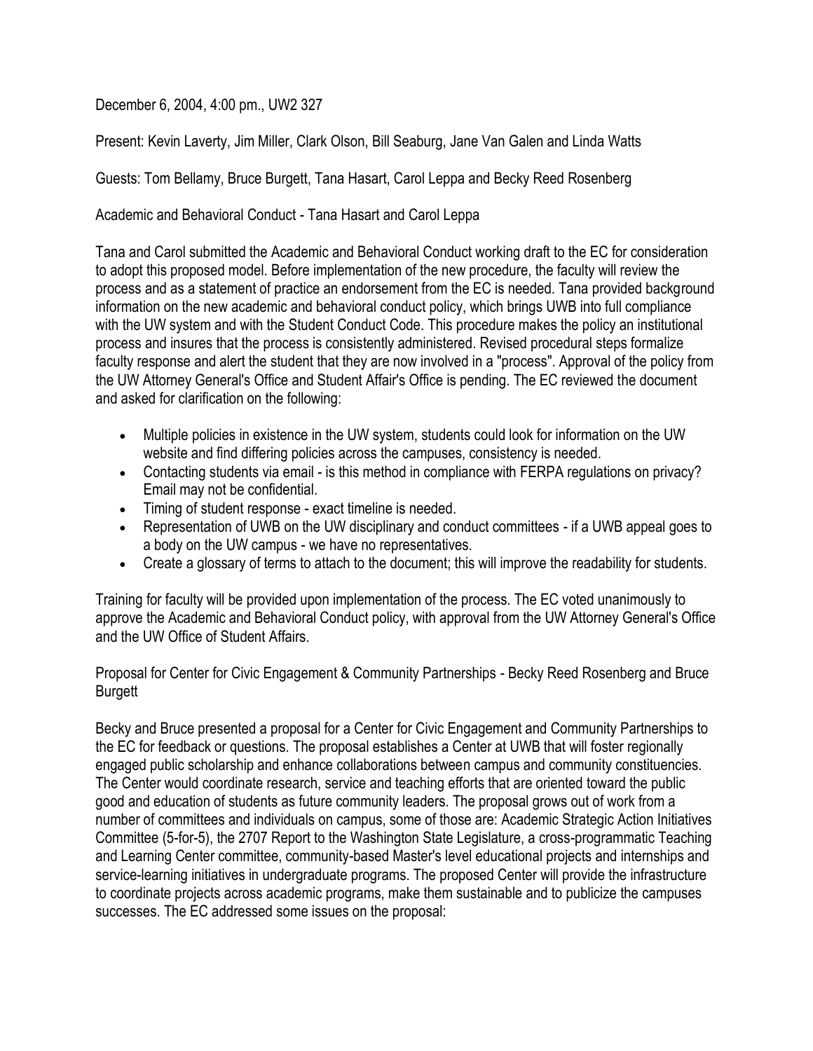December 6, 2004, 4:00 pm., UW2 327

Present: Kevin Laverty, Jim Miller, Clark Olson, Bill Seaburg, Jane Van Galen and Linda Watts

Guests: Tom Bellamy, Bruce Burgett, Tana Hasart, Carol Leppa and Becky Reed Rosenberg

Academic and Behavioral Conduct - Tana Hasart and Carol Leppa

Tana and Carol submitted the Academic and Behavioral Conduct working draft to the EC for consideration to adopt this proposed model. Before implementation of the new procedure, the faculty will review the process and as a statement of practice an endorsement from the EC is needed. Tana provided background information on the new academic and behavioral conduct policy, which brings UWB into full compliance with the UW system and with the Student Conduct Code. This procedure makes the policy an institutional process and insures that the process is consistently administered. Revised procedural steps formalize faculty response and alert the student that they are now involved in a "process". Approval of the policy from the UW Attorney General's Office and Student Affair's Office is pending. The EC reviewed the document and asked for clarification on the following:

- Multiple policies in existence in the UW system, students could look for information on the UW website and find differing policies across the campuses, consistency is needed.
- Contacting students via email - is this method in compliance with FERPA regulations on privacy? Email may not be confidential.
- Timing of student response - exact timeline is needed.
- Representation of UWB on the UW disciplinary and conduct committees - if a UWB appeal goes to a body on the UW campus - we have no representatives.
- Create a glossary of terms to attach to the document; this will improve the readability for students.

Training for faculty will be provided upon implementation of the process. The EC voted unanimously to approve the Academic and Behavioral Conduct policy, with approval from the UW Attorney General's Office and the UW Office of Student Affairs.

Proposal for Center for Civic Engagement & Community Partnerships - Becky Reed Rosenberg and Bruce Burgett

Becky and Bruce presented a proposal for a Center for Civic Engagement and Community Partnerships to the EC for feedback or questions. The proposal establishes a Center at UWB that will foster regionally engaged public scholarship and enhance collaborations between campus and community constituencies. The Center would coordinate research, service and teaching efforts that are oriented toward the public good and education of students as future community leaders. The proposal grows out of work from a number of committees and individuals on campus, some of those are: Academic Strategic Action Initiatives Committee (5-for-5), the 2707 Report to the Washington State Legislature, a cross-programmatic Teaching and Learning Center committee, community-based Master's level educational projects and internships and service-learning initiatives in undergraduate programs. The proposed Center will provide the infrastructure to coordinate projects across academic programs, make them sustainable and to publicize the campuses successes. The EC addressed some issues on the proposal: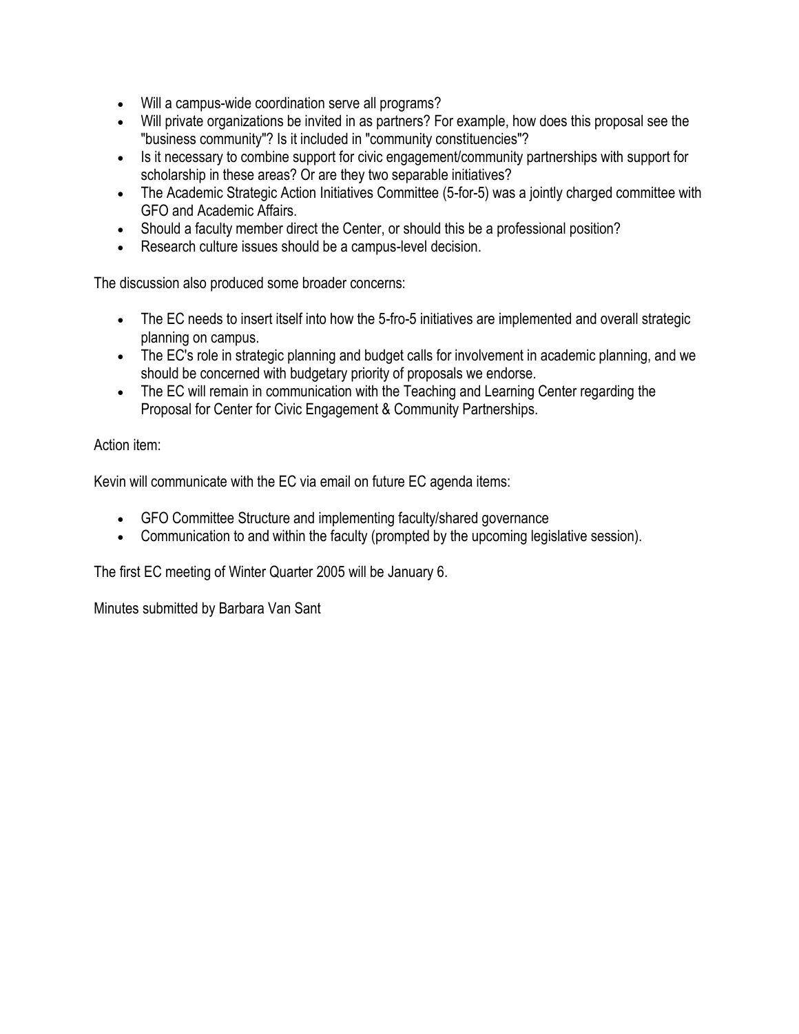- Will a campus-wide coordination serve all programs?
- Will private organizations be invited in as partners? For example, how does this proposal see the "business community"? Is it included in "community constituencies"?
- Is it necessary to combine support for civic engagement/community partnerships with support for scholarship in these areas? Or are they two separable initiatives?
- The Academic Strategic Action Initiatives Committee (5-for-5) was a jointly charged committee with GFO and Academic Affairs.
- Should a faculty member direct the Center, or should this be a professional position?
- Research culture issues should be a campus-level decision.

The discussion also produced some broader concerns:

- The EC needs to insert itself into how the 5-fro-5 initiatives are implemented and overall strategic planning on campus.
- The EC's role in strategic planning and budget calls for involvement in academic planning, and we should be concerned with budgetary priority of proposals we endorse.
- The EC will remain in communication with the Teaching and Learning Center regarding the Proposal for Center for Civic Engagement & Community Partnerships.

Action item:

Kevin will communicate with the EC via email on future EC agenda items:

- GFO Committee Structure and implementing faculty/shared governance
- Communication to and within the faculty (prompted by the upcoming legislative session).

The first EC meeting of Winter Quarter 2005 will be January 6.

Minutes submitted by Barbara Van Sant